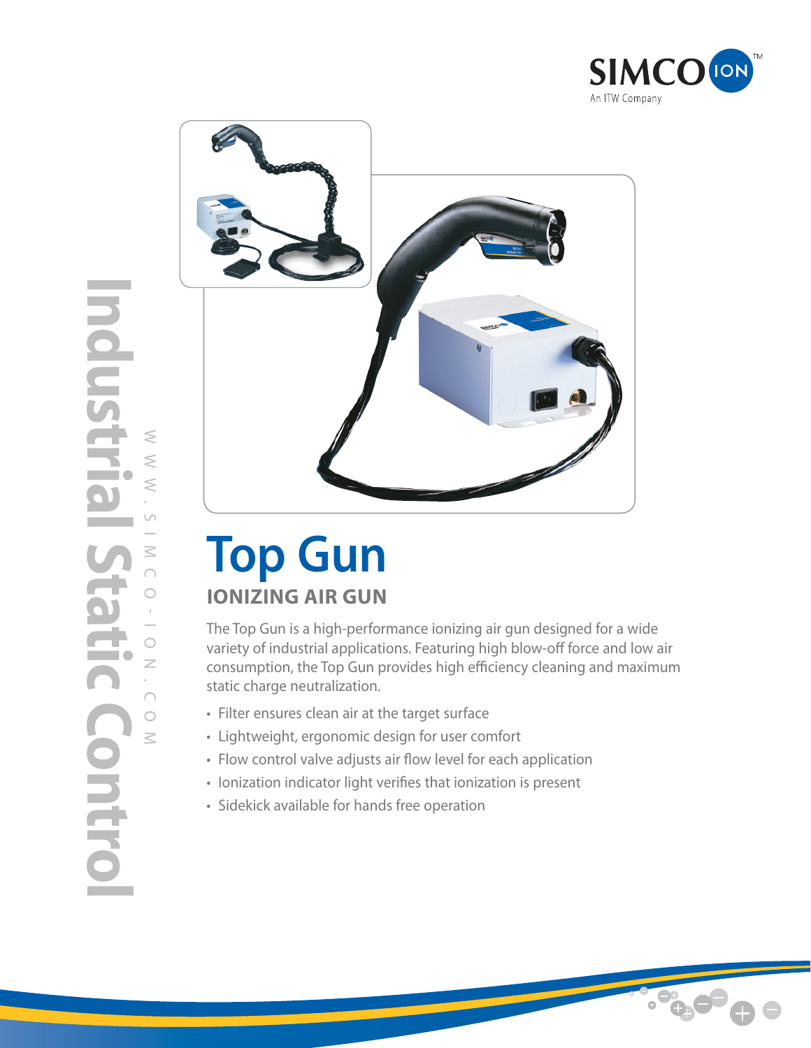SIMCO ION™
An ITW Company

Industrial Static Control

WWW.SIMCO-ION.COM

# Top Gun

## IONIZING AIR GUN

The Top Gun is a high-performance ionizing air gun designed for a wide variety of industrial applications. Featuring high blow-off force and low air consumption, the Top Gun provides high efficiency cleaning and maximum static charge neutralization.

- Filter ensures clean air at the target surface
- Lightweight, ergonomic design for user comfort
- Flow control valve adjusts air flow level for each application
- Ionization indicator light verifies that ionization is present
- Sidekick available for hands free operation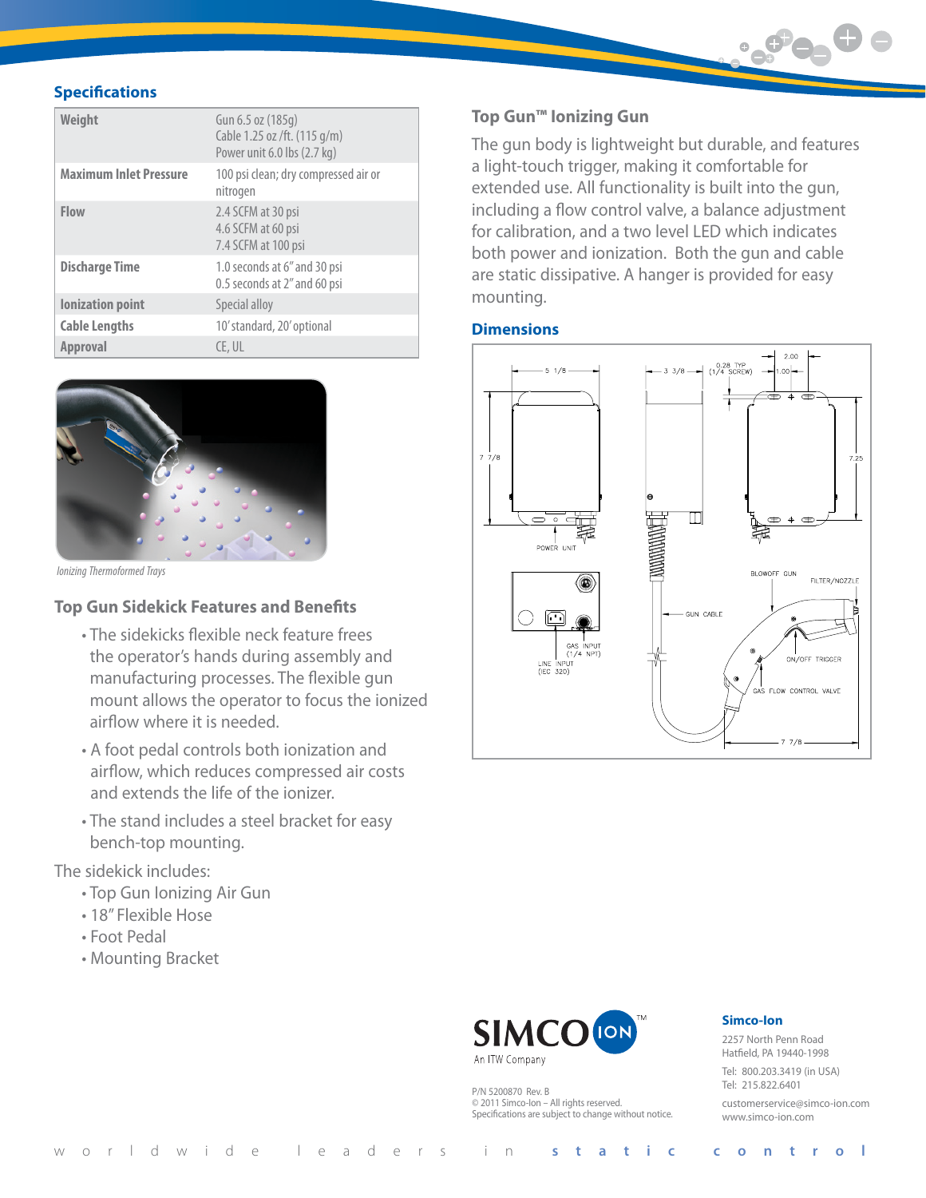## Specifications

| | |
|---|---|
| **Weight** | Gun 6.5 oz (185g)<br>Cable 1.25 oz /ft. (115 g/m)<br>Power unit 6.0 lbs (2.7 kg) |
| **Maximum Inlet Pressure** | 100 psi clean; dry compressed air or nitrogen |
| **Flow** | 2.4 SCFM at 30 psi<br>4.6 SCFM at 60 psi<br>7.4 SCFM at 100 psi |
| **Discharge Time** | 1.0 seconds at 6" and 30 psi<br>0.5 seconds at 2" and 60 psi |
| **Ionization point** | Special alloy |
| **Cable Lengths** | 10' standard, 20' optional |
| **Approval** | CE, UL |

*Ionizing Thermoformed Trays*

## Top Gun Sidekick Features and Benefits

- The sidekicks flexible neck feature frees the operator's hands during assembly and manufacturing processes. The flexible gun mount allows the operator to focus the ionized airflow where it is needed.
- A foot pedal controls both ionization and airflow, which reduces compressed air costs and extends the life of the ionizer.
- The stand includes a steel bracket for easy bench-top mounting.

The sidekick includes:

- Top Gun Ionizing Air Gun
- 18" Flexible Hose
- Foot Pedal
- Mounting Bracket

## Top Gun™ Ionizing Gun

The gun body is lightweight but durable, and features a light-touch trigger, making it comfortable for extended use. All functionality is built into the gun, including a flow control valve, a balance adjustment for calibration, and a two level LED which indicates both power and ionization. Both the gun and cable are static dissipative. A hanger is provided for easy mounting.

## Dimensions

5 1/8
3 3/8
0.28 TYP (1/4 SCREW)
2.00
1.00
7 7/8
7.25
POWER UNIT
GAS INPUT (1/4 NPT)
LINE INPUT (IEC 320)
GUN CABLE
BLOWOFF GUN
FILTER/NOZZLE
ON/OFF TRIGGER
GAS FLOW CONTROL VALVE
7 7/8

SIMCO ION™
An ITW Company

P/N 5200870 Rev. B
© 2011 Simco-Ion – All rights reserved.
Specifications are subject to change without notice.

**Simco-Ion**
2257 North Penn Road
Hatfield, PA 19440-1998

Tel: 800.203.3419 (in USA)
Tel: 215.822.6401

customerservice@simco-ion.com
www.simco-ion.com

worldwide leaders in **static control**